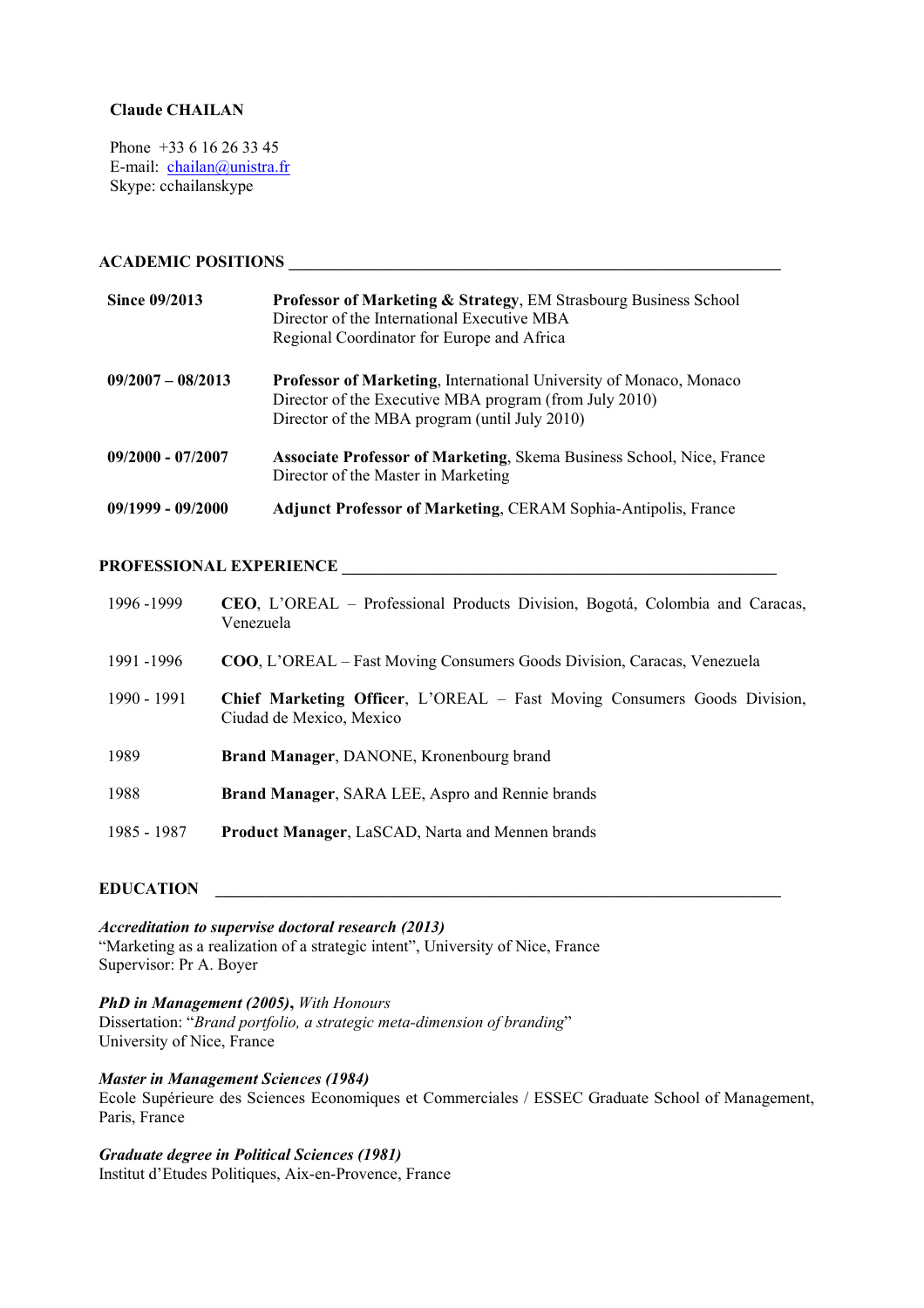**Claude CHAILAN**

Phone +33 6 16 26 33 45
E-mail: chailan@unistra.fr
Skype: cchailanskype

## ACADEMIC POSITIONS

**Since 09/2013** — **Professor of Marketing & Strategy**, EM Strasbourg Business School
Director of the International Executive MBA
Regional Coordinator for Europe and Africa

**09/2007 – 08/2013** — **Professor of Marketing**, International University of Monaco, Monaco
Director of the Executive MBA program (from July 2010)
Director of the MBA program (until July 2010)

**09/2000 - 07/2007** — **Associate Professor of Marketing**, Skema Business School, Nice, France
Director of the Master in Marketing

**09/1999 - 09/2000** — **Adjunct Professor of Marketing**, CERAM Sophia-Antipolis, France

## PROFESSIONAL EXPERIENCE

1996 -1999 — **CEO**, L'OREAL – Professional Products Division, Bogotá, Colombia and Caracas, Venezuela

1991 -1996 — **COO**, L'OREAL – Fast Moving Consumers Goods Division, Caracas, Venezuela

1990 - 1991 — **Chief Marketing Officer**, L'OREAL – Fast Moving Consumers Goods Division, Ciudad de Mexico, Mexico

1989 — **Brand Manager**, DANONE, Kronenbourg brand

1988 — **Brand Manager**, SARA LEE, Aspro and Rennie brands

1985 - 1987 — **Product Manager**, LaSCAD, Narta and Mennen brands

## EDUCATION

***Accreditation to supervise doctoral research (2013)***
"Marketing as a realization of a strategic intent", University of Nice, France
Supervisor: Pr A. Boyer

***PhD in Management (2005)**, With Honours*
Dissertation: "*Brand portfolio, a strategic meta-dimension of branding*"
University of Nice, France

***Master in Management Sciences (1984)***
Ecole Supérieure des Sciences Economiques et Commerciales / ESSEC Graduate School of Management, Paris, France

***Graduate degree in Political Sciences (1981)***
Institut d'Etudes Politiques, Aix-en-Provence, France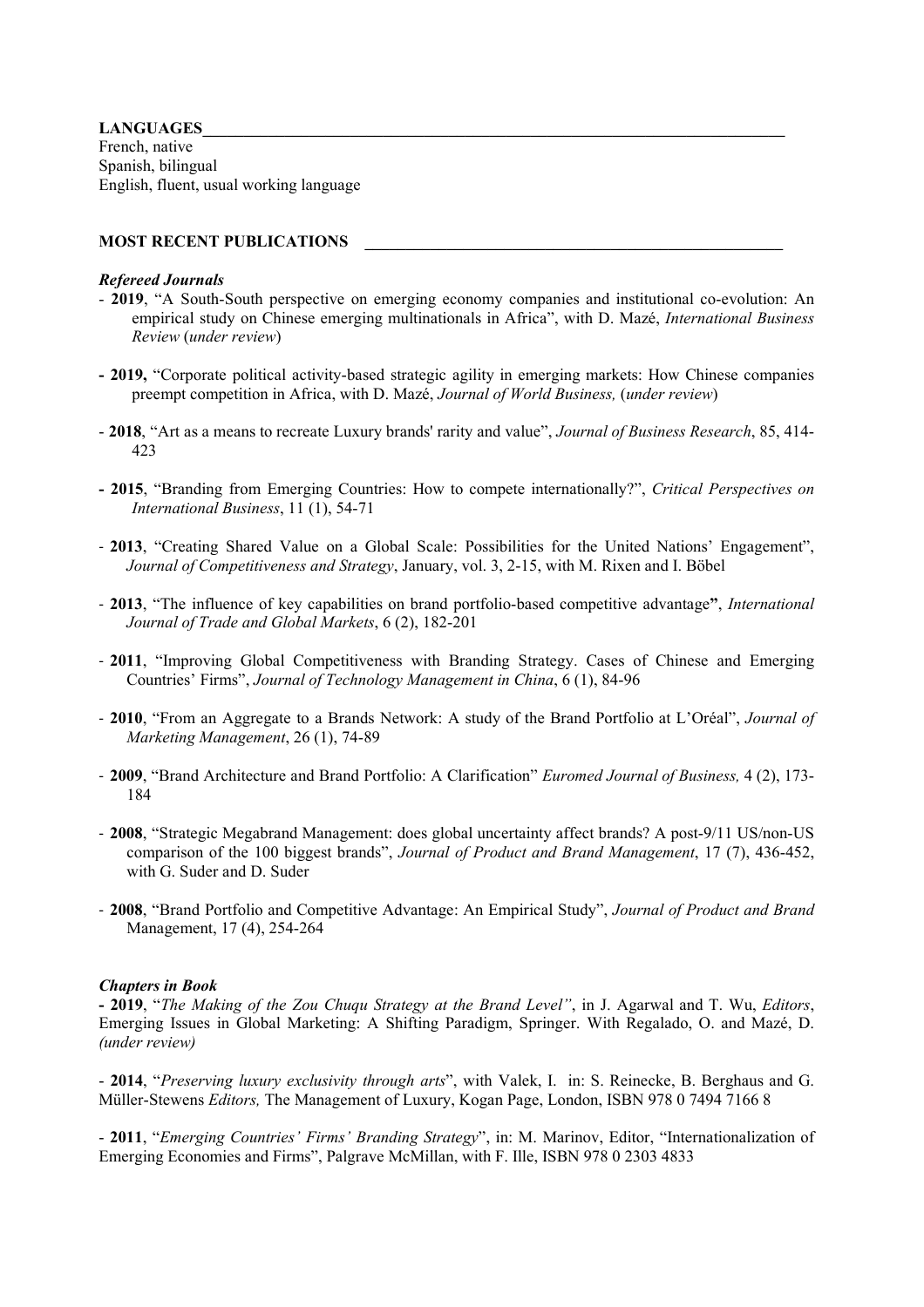## LANGUAGES

French, native
Spanish, bilingual
English, fluent, usual working language

## MOST RECENT PUBLICATIONS

### *Refereed Journals*

- **2019**, "A South-South perspective on emerging economy companies and institutional co-evolution: An empirical study on Chinese emerging multinationals in Africa", with D. Mazé, *International Business Review* (*under review*)

- **2019,** "Corporate political activity-based strategic agility in emerging markets: How Chinese companies preempt competition in Africa, with D. Mazé, *Journal of World Business,* (*under review*)

- **2018**, "Art as a means to recreate Luxury brands' rarity and value", *Journal of Business Research*, 85, 414-423

- **2015**, "Branding from Emerging Countries: How to compete internationally?", *Critical Perspectives on International Business*, 11 (1), 54-71

- **2013**, "Creating Shared Value on a Global Scale: Possibilities for the United Nations' Engagement", *Journal of Competitiveness and Strategy*, January, vol. 3, 2-15, with M. Rixen and I. Böbel

- **2013**, "The influence of key capabilities on brand portfolio-based competitive advantage**"**, *International Journal of Trade and Global Markets*, 6 (2), 182-201

- **2011**, "Improving Global Competitiveness with Branding Strategy. Cases of Chinese and Emerging Countries' Firms", *Journal of Technology Management in China*, 6 (1), 84-96

- **2010**, "From an Aggregate to a Brands Network: A study of the Brand Portfolio at L'Oréal", *Journal of Marketing Management*, 26 (1), 74-89

- **2009**, "Brand Architecture and Brand Portfolio: A Clarification" *Euromed Journal of Business,* 4 (2), 173-184

- **2008**, "Strategic Megabrand Management: does global uncertainty affect brands? A post-9/11 US/non-US comparison of the 100 biggest brands", *Journal of Product and Brand Management*, 17 (7), 436-452, with G. Suder and D. Suder

- **2008**, "Brand Portfolio and Competitive Advantage: An Empirical Study", *Journal of Product and Brand* Management, 17 (4), 254-264

### *Chapters in Book*

- **2019**, "*The Making of the Zou Chuqu Strategy at the Brand Level"*, in J. Agarwal and T. Wu, *Editors*, Emerging Issues in Global Marketing: A Shifting Paradigm, Springer. With Regalado, O. and Mazé, D. *(under review)*

- **2014**, "*Preserving luxury exclusivity through arts*", with Valek, I. in: S. Reinecke, B. Berghaus and G. Müller-Stewens *Editors,* The Management of Luxury, Kogan Page, London, ISBN 978 0 7494 7166 8

- **2011**, "*Emerging Countries' Firms' Branding Strategy*", in: M. Marinov, Editor, "Internationalization of Emerging Economies and Firms", Palgrave McMillan, with F. Ille, ISBN 978 0 2303 4833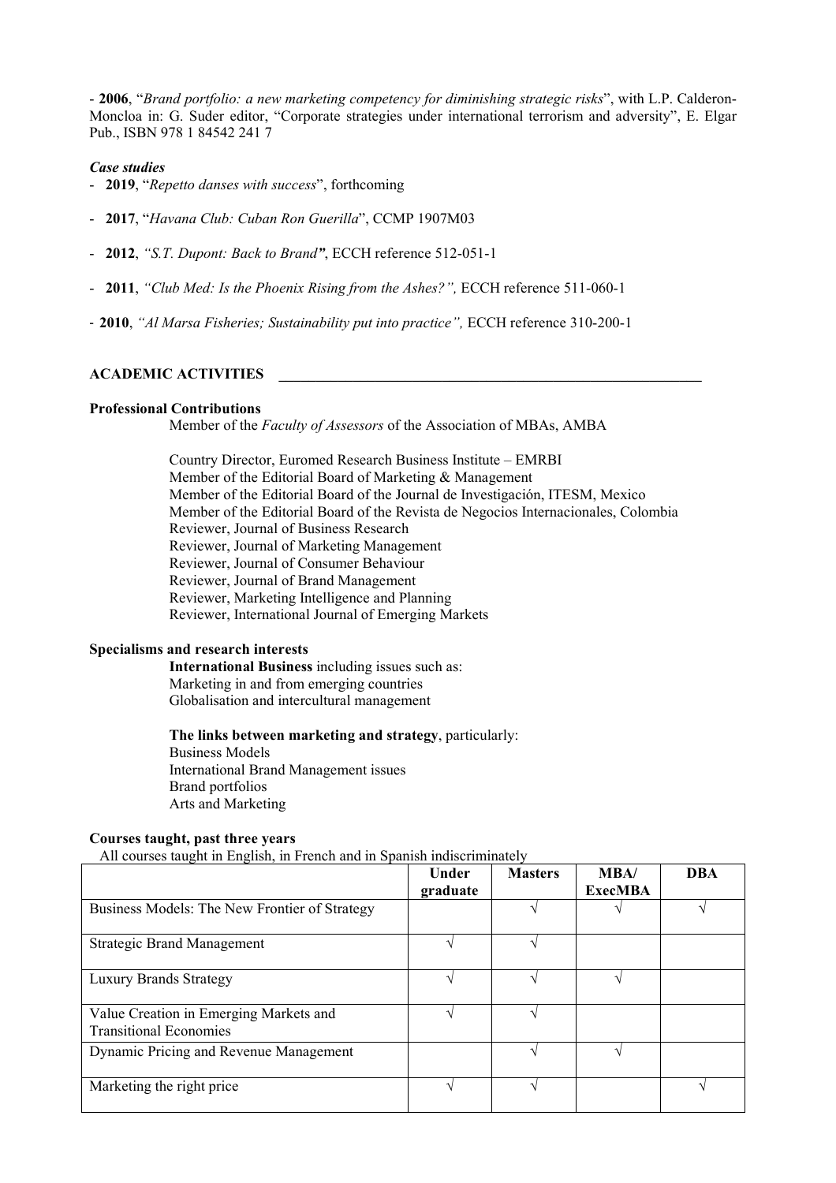- **2006**, "*Brand portfolio: a new marketing competency for diminishing strategic risks*", with L.P. Calderon-Moncloa in: G. Suder editor, "Corporate strategies under international terrorism and adversity", E. Elgar Pub., ISBN 978 1 84542 241 7

***Case studies***

- **2019**, "*Repetto danses with success*", forthcoming
- **2017**, "*Havana Club: Cuban Ron Guerilla*", CCMP 1907M03
- **2012**, *"S.T. Dupont: Back to Brand"*, ECCH reference 512-051-1
- **2011**, *"Club Med: Is the Phoenix Rising from the Ashes?",* ECCH reference 511-060-1
- **2010**, *"Al Marsa Fisheries; Sustainability put into practice",* ECCH reference 310-200-1

## ACADEMIC ACTIVITIES

**Professional Contributions**

Member of the *Faculty of Assessors* of the Association of MBAs, AMBA

Country Director, Euromed Research Business Institute – EMRBI
Member of the Editorial Board of Marketing & Management
Member of the Editorial Board of the Journal de Investigación, ITESM, Mexico
Member of the Editorial Board of the Revista de Negocios Internacionales, Colombia
Reviewer, Journal of Business Research
Reviewer, Journal of Marketing Management
Reviewer, Journal of Consumer Behaviour
Reviewer, Journal of Brand Management
Reviewer, Marketing Intelligence and Planning
Reviewer, International Journal of Emerging Markets

**Specialisms and research interests**

**International Business** including issues such as:
Marketing in and from emerging countries
Globalisation and intercultural management

**The links between marketing and strategy**, particularly:
Business Models
International Brand Management issues
Brand portfolios
Arts and Marketing

**Courses taught, past three years**

All courses taught in English, in French and in Spanish indiscriminately

| | Under graduate | Masters | MBA/ ExecMBA | DBA |
|---|---|---|---|---|
| Business Models: The New Frontier of Strategy | | √ | √ | √ |
| Strategic Brand Management | √ | √ | | |
| Luxury Brands Strategy | √ | √ | √ | |
| Value Creation in Emerging Markets and Transitional Economies | √ | √ | | |
| Dynamic Pricing and Revenue Management | | √ | √ | |
| Marketing the right price | √ | √ | | √ |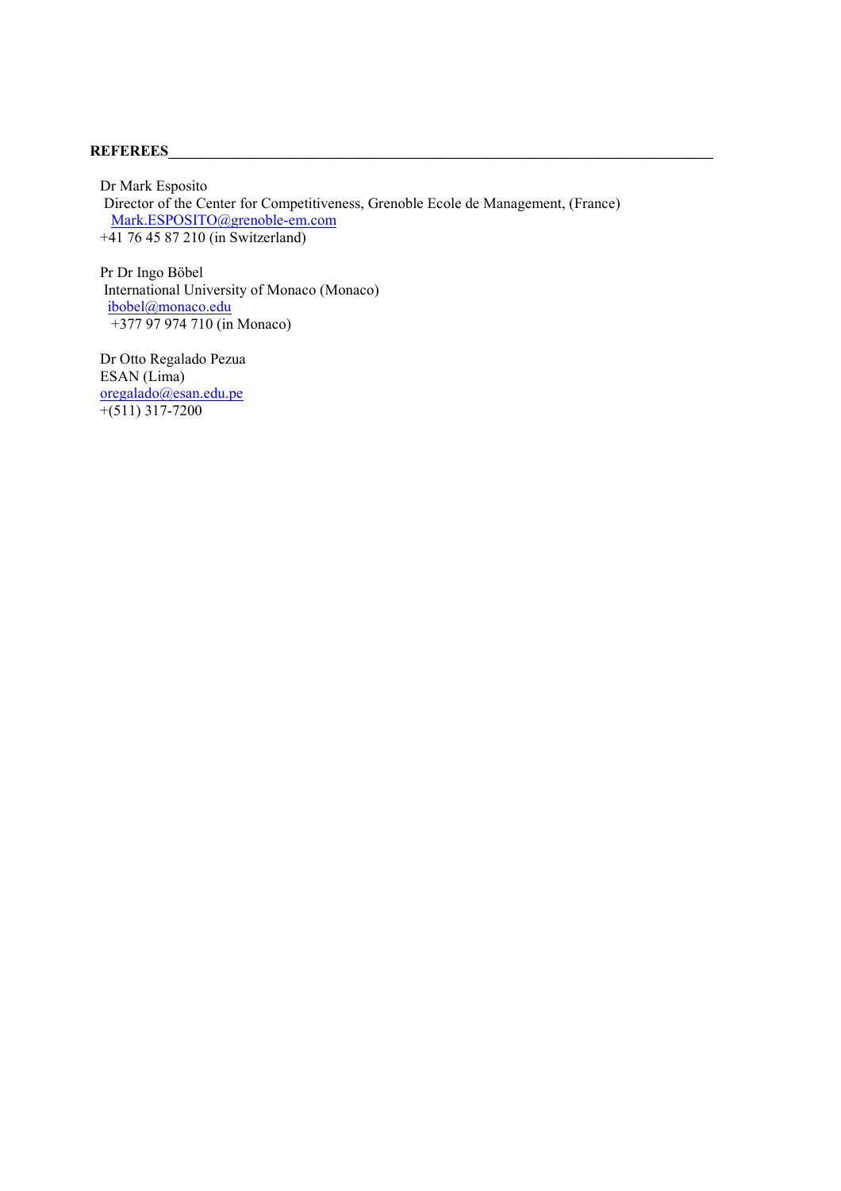**REFEREES**

---

Dr Mark Esposito
Director of the Center for Competitiveness, Grenoble Ecole de Management, (France)
Mark.ESPOSITO@grenoble-em.com
+41 76 45 87 210 (in Switzerland)

Pr Dr Ingo Böbel
International University of Monaco (Monaco)
ibobel@monaco.edu
+377 97 974 710 (in Monaco)

Dr Otto Regalado Pezua
ESAN (Lima)
oregalado@esan.edu.pe
+(511) 317-7200